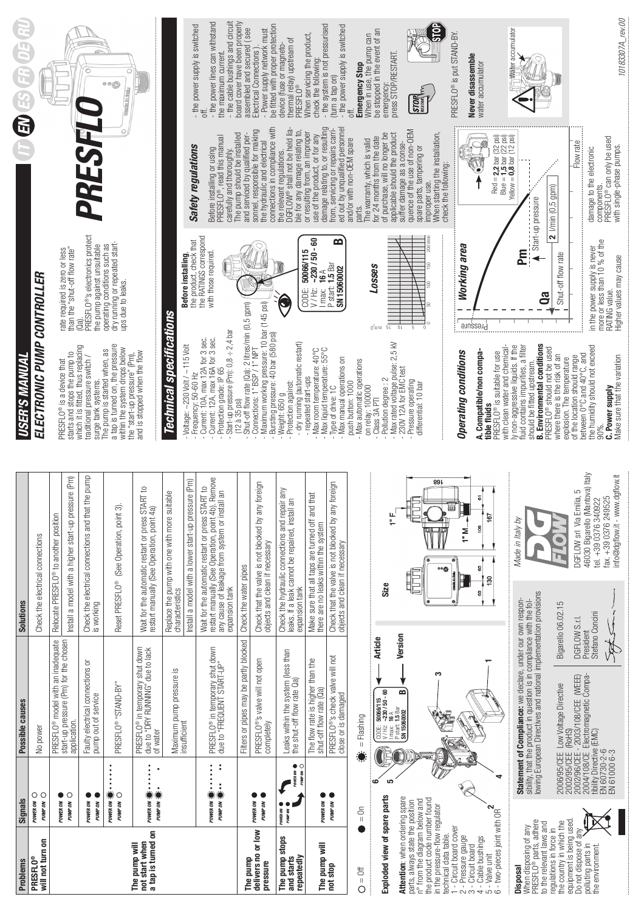# PRESFLO

IT EN ES FR DE RU

## USER'S MANUAL

## ELECTRONIC PUMP CONTROLLER

PRESFLO® is a device that starts and stops the pump to which it is fitted, thus replacing traditional pressure switch / surge tank systems.
The pump is started when, as a tap is turned on, the pressure within the system drops below the "start-up pressure" (Pm), and is stopped when the flow rate required is zero or less than the "shut-off flow rate" (Qa).
PRESFLO®'s electronics protect the pump against unsuitable operating conditions such as dry running or repeated start-ups due to leaks.

## Technical specifications

- Voltage: ~230 Volt / ~115 Volt
- Frequency: 50-60 Hz
- Current: 10A, max 12A for 3 sec.
- Current: 12A, max 16A for 3 sec.
- Protection grade: IP 65
- Start-up pressure (Pm): 0,8 ÷ 2,4 bar (12 ÷ 35 psi)
- Shut-off flow rate (Qa): 2 litres/min (0,5 gpm)
- Connections: 1" BSP / 1" NPT
- Maximum working pressure: 10 bar (145 psi)
- Bursting pressure: 40 bar (580 psi)
- Weight: 650 g
- Protection against:
  - dry running (automatic restart)
  - repeated start-ups
- Max room temperature: 40°C
- Max liquid temperature: 55°C
- Type of drive: 1C
- Max manual operations on push button: 1000
- Max automatic operations on relay: 100000
- Class 3A PTI
- Pollution degree : 2
- Max rated voltage pulse: 2,5 kV
- 230V 12A for EMC test
- Pressure operating differential: 10 bar

**Before installing,** the product, check that the RATINGS correspond with those required.

CODE: **50066/115**
V / Hz: **~230 / 50 - 60**
I max: **16** A
P start: **1.5** Bar
**SN 15060002** **B**

**Losses**

## Safety regulations

Before installing or using PRESFLO®, read this manual carefully and thoroughly.
The pump should be installed and serviced by qualified personnel, responsible for making the hydraulic and electrical connections in compliance with the relevant regulations.
DGFLOW® shall not be held liable for any damage relating to, or resulting from, an improper use of the product, or for any damage relating to, or resulting from, servicing or repairs carried out by unqualified personnel and/or with non-OEM spare parts.
The warranty, which is valid for 24 months from the date of purchase, will no longer be applicable should the product suffer damage as a consequence of the use of non-OEM spare parts, tampering or improper use.
When starting the installation, check the following:
- the power supply is switched off.
- the power lines can withstand the maximum current.
- the cable bushings and circuit board cover have been properly assembled and secured ( see Electrical Connections ).
- Power supply network must be fitted with proper protection device (fuse or magneto-thermal relay) upstream of PRESFLO®.

When servicing the product, check the following:
- the system is not pressurised (turn a tap on)
- the power supply is switched off.

**Emergency Stop**
When in use, the pump can be stopped in the event of an emergency:
press STOP/RESTART.

PRESFLO® is put STAND-BY.

**Never disassemble** water accumulator

Water accumulator

## Operating conditions

**A. Compatible/non compatible fluids**
PRESFLO® is suitable for use with clean water and chemically non-aggressive liquids. If the fluid contains impurities, a filter should be fitted upstream.
**B. Environmental conditions**
PRESFLO® should not be used where there is the risk of an explosion. The temperature of the location should range between 0°C and 40°C, and the humidity should not exceed 90%.
**C. Power supply**
Make sure that the variation in the power supply is never more or less than 10 % of the RATING value.
Higher values may cause damage to the electronic components.
PRESFLO® can only be used with single-phase pumps.

## Working area

Pressure — Flow rate
Pm — Start-up pressure
Qa — Shut-off flow rate — 2 l/min (0,5 gpm)
Red = **2,2** bar (32 psi)
Blue = **1,5** bar (22 psi)
Yellow = **0,8** bar (12 psi)

| Problems | Signals | Possible causes | Solutions |
|---|---|---|---|
| **PRESFLO® will not turn on** | POWER ON ○ PUMP ON ○ | No power | Check the electrical connections |
| | POWER ON ● PUMP ON ○ | PRESFLO® model with an inadequate start-up pressure (Pm) for the chosen application. | Relocate PRESFLO® to another position |
| | | | Install a model with a higher start-up pressure (Pm) |
| | POWER ON ● PUMP ON ● | Faulty electrical connections or pump out of service | Check the electrical connections and that the pump is working |
| | POWER ON (flashing) PUMP ON ○ | PRESFLO® "STAND-BY" | Reset PRESFLO® (See Operation, point 3). |
| **The pump will not start when a tap is turned on** | POWER ON (flashing) PUMP ON (flashing) | PRESFLO® in temporary shut down due to "DRY RUNNING" due to lack of water | Wait for the automatic restart or press START to restart manually (See Operation, point 4a) |
| | | Maximum pump pressure is insufficient | Replace the pump with one with more suitable characteristics |
| | | | Install a model with a lower start-up pressure (Pm) |
| | POWER ON (flashing) PUMP ON (flashing) | PRESFLO® in temporary shut down due to "FREQUENT START-UP" | Wait for the automatic restart or press START to restart manually (See Operation, point 4b). Remove any cause of leakage from system or install an expansion tank |
| **The pump delivers no or low pressure** | POWER ON ● PUMP ON ● | Filters or pipes may be partly blocked | Check the water pipes |
| | | PRESFLO®'s valve will not open completely | Check that the valve is not blocked by any foreign objects and clean if necessary |
| **The pump stops and starts repeatedly** | POWER ON ● PUMP ON ●/○ | Leaks within the system (less than the shut-off flow rate Qa) | Check the hydraulic connections and repair any leaks. If a leak cannot be repaired, install an expansion tank |
| **The pump will not stop** | POWER ON ● PUMP ON ● | The flow rate is higher than the shut-off flow rate (Qa) | Make sure that all taps are turned off and that there are no leaks within the system |
| | | PRESFLO®'s check valve will not close or is damaged | Check that the valve is not blocked by any foreign objects and clean if necessary |

○ = Off ● = On (flashing) = Flashing

## Exploded view of spare parts

**Attention**: when ordering spare parts, always state the position n° from the diagram below and the product code number found in the pressure-flow regulator technical data table.
1 - Circuit board cover
2 - Pressure gauge
3 - Circuit board
4 - Cable bushings
5 - Valve unit
6 - two-pieces joint with OR

CODE: **50066/115**
V / Hz: **~230 / 50 - 60**
I max: **16** A
P start: **1.5** Bar
**SN 15060002** **B**
— Article
— Version

## Size

1" F — 1" M
65 — 65 — 130 — 106 — 167 — 61 — 168

## Disposal

When disposing of any PRESFLO® parts, adhere to the relevant laws and regulations in force in the country in which the equipment is being used. Do not dispose of any polluting parts in the environment.

**Statement of Compliance:** we declare, under our own responsibility, that the product in question is in compliance with the following European Directives and national implementation provisions

2006/95/CEE Low Voltage Directive
2002/95/CEE (RoHS)
2002/96/CEE - 2003/108/CEE (WEEE)
2004/108/CE Electromagnetic Compatibility Directive (EMC)
EN 60730-2-6
EN 61000 6-3

Bigarello 06.02.15

DGFLOW S.r.l.
President
Stefano Concini

*Made in Italy by*

DG FLOW

DGFLOW srl Via Emilia, 5
46030 Bigarello (Mantova) Italy
tel. +39 0376 340922
fax. +39 0376 249525
info@dgflow.it - www.dgflow.it

10183307A_rev.00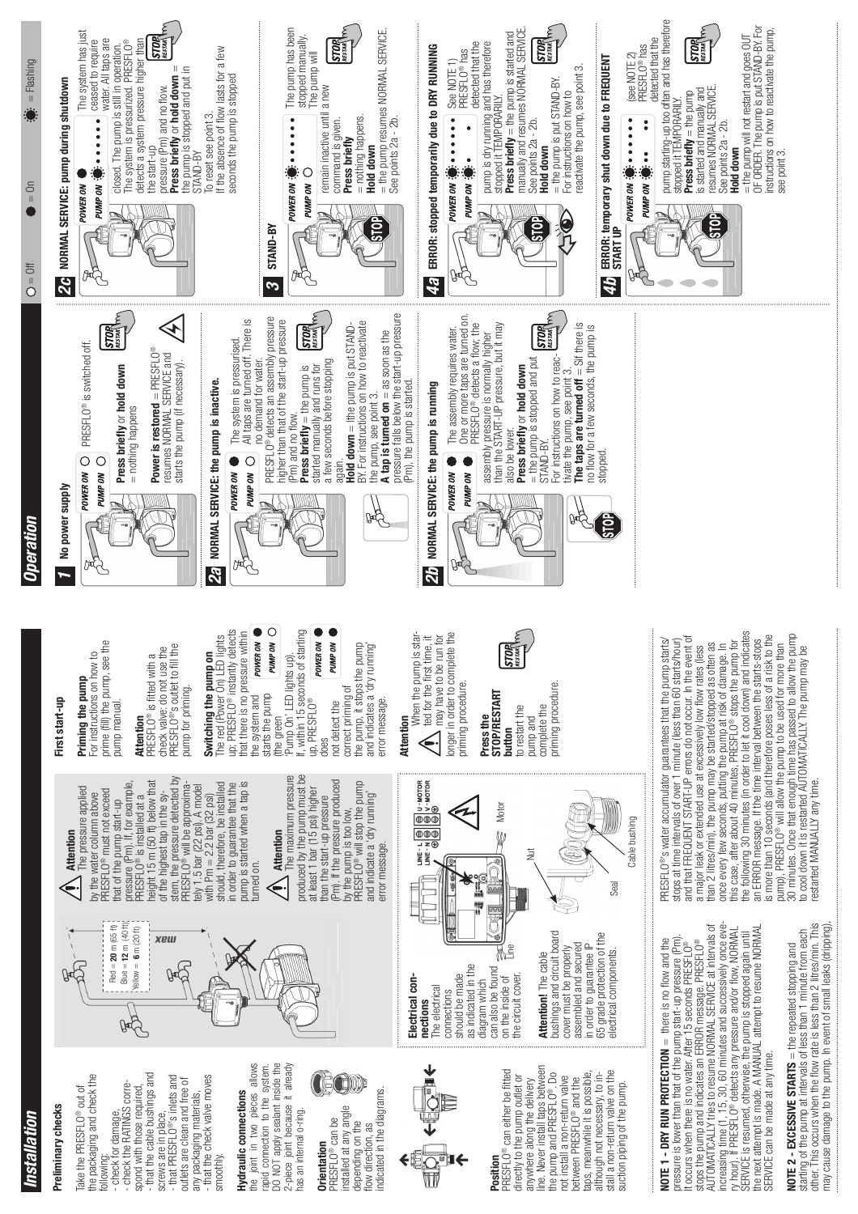# Installation

## Preliminary checks

Take the PRESFLO® out of the packaging and check the following:
- check for damage,
- check the RATINGS correspond with those required,
- that the cable bushings and screws are in place,
- that PRESFLO®'s inlets and outlets are clean and free of any packaging materials,
- that the check valve moves smoothly.

## Hydraulic connections

the joint in two pieces allows rapid connection to the system. DO NOT apply sealant inside the 2-piece joint because it already has an internal o-ring.

## Orientation

PRESFLO® can be installed at any angle depending on the flow direction, as indicated in the diagrams.

## Position

PRESFLO® can either be fitted directly to the pump outlet or anywhere along the delivery line. Never install taps between the pump and PRESFLO®. Do not install a non-return valve between PRESFLO® and the taps, meanwhile it is possible, although not necessary, to install a non-return valve on the suction piping of the pump.

Red = **20** m (65 ft)
Blue = **12** m (40 ft)
Yellow = **6** m (20 ft)

max

**Attention**
The pressure applied by the water column above PRESFLO® must not exceed that of the pump start-up pressure (Pm). If, for example, PRESFLO® is installed at a height 15 m (50 ft) below that of the highest tap in the system, the pressure detected by PRESFLO® will be approximately 1,5 bar (22 psi). A model with Pm = 2,2 bar (32 psi) should, therefore, be installed in order to guarantee that the pump is started when a tap is turned on.

**Attention**
The maximum pressure produced by the pump must be at least 1 bar (15 psi) higher than the start-up pressure (Pm). If the pressure produced by the pump is too low, PRESFLO® will stop the pump and indicate a 'dry running' error message.

## Electrical connections

The electrical connections should be made as indicated in the diagram which can also be found on the inside of the circuit cover.

**Attention!** The cable bushings and circuit board cover must be properly assembled and secured in order to guarantee IP 65 grade protection of the electrical components.

LINE - L, LINE - N, U - MOTOR, V - MOTOR
Line
Motor
Nut
Seal
Cable bushing

## First start-up

### Priming the pump

For instructions on how to prime (fill) the pump, see the pump manual.

**Attention**
PRESFLO® is fitted with a check valve: do not use the PRESFLO®'s outlet to fill the pump for priming.

### Switching the pump on

The red (Power On) LED lights up; PRESFLO® instantly detects that there is no pressure within the system and starts the pump (the green 'Pump On' LED lights up).
If, within 15 seconds of starting up, PRESFLO® does not detect the correct priming of the pump, it stops the pump and indicates a 'dry running' error message.

POWER ON ● PUMP ON ○
POWER ON ● PUMP ON ●

**Attention**
When the pump is started for the first time, it may have to be run for longer in order to complete the priming procedure.

**Press the STOP/RESTART button** to restart the pump and complete the priming procedure.

**NOTE 1 - DRY RUN PROTECTION** = there is no flow and the pressure is lower than that of the pump start-up pressure (Pm). It occurs when there is no water. After 15 seconds PRESFLO® stops the pump and indicates an ERROR message. PRESFLO® AUTOMATICALLY tries to resume NORMAL SERVICE at intervals of increasing time (1, 15, 30, 60 minutes and successively once every hour). If PRESFLO® detects any pressure and/or flow, NORMAL SERVICE is resumed; otherwise, the pump is stopped again until the next attempt is made. A MANUAL attempt to resume NORMAL SERVICE can be made at any time.

**NOTE 2 - EXCESSIVE STARTS** = the repeated stopping and starting of the pump at intervals of less than 1 minute from each other. This occurs when the flow rate is less than 2 litres/min. This may cause damage to the pump. In event of small leaks (dripping), PRESFLO®'s water accumulator guarantees that the pump starts/stops at time intervals of over 1 minute (less than 60 starts/hour) and that FREQUENT START-UP errors do not occur. In the event of a major leak or extended use at excessively low flow rates (less than 2 litres/min), the pump may be started/stopped as often as once every few seconds, putting the pump at risk of damage. In this case, after about 40 minutes, PRESFLO® stops the pump for the following 30 minutes (in order to let it cool down) and indicates an ERROR message. If the time interval between the starts-stops is more than 10 seconds (and therefore poses less of a risk to the pump), PRESFLO® will allow the pump to be used for more than 30 minutes. Once that enough time has passed to allow the pump to cool down it is restarted AUTOMATICALLY. The pump may be restarted MANUALLY any time.

# Operation

○ = Off ● = On ☀ = Flashing

## 1 No power supply

POWER ON ○ PUMP ON ○ PRESFLO® is switched off.

**Press briefly** or **hold down** = nothing happens

**Power is restored** = PRESFLO® resumes NORMAL SERVICE and starts the pump (if necessary).

## 2a NORMAL SERVICE: the pump is inactive.

POWER ON ● PUMP ON ○ The system is pressurised. All taps are turned off. There is no demand for water.
PRESFLO® detects an assembly pressure higher than that of the start-up pressure (Pm) and no flow.
**Press briefly** = the pump is started manually and runs for a few seconds before stopping again.
**Hold down** = the pump is put STAND-BY. For instructions on how to reactivate the pump, see point 3.
**A tap is turned on** = as soon as the pressure falls below the start-up pressure (Pm), the pump is started.

## 2b NORMAL SERVICE: the pump is running

POWER ON ● PUMP ON ● The assembly requires water. One or more taps are turned on. PRESFLO® detects a flow; the assembly pressure is normally higher than the START-UP pressure, but it may also be lower.
**Press briefly** or **hold down** = the pump is stopped and put STAND-BY.
For instructions on how to reactivate the pump, see point 3.
**The taps are turned off** = Sf there is no flow for a few seconds, the pump is stopped.

## 2c NORMAL SERVICE: pump during shutdown

POWER ON ● PUMP ON ☀ • • • • • • The system has just ceased to require water. All taps are closed. The pump is still in operation.
The system is pressurized. PRESFLO® detects a system pressure higher than the start-up pressure (Pm) and no flow.
**Press briefly** or **hold down** = the pump is stopped and put in STAND-BY
To reset see point 3.
If the absence of flow lasts for a few seconds the pump is stopped

## 3 STAND-BY

POWER ON ☀ • • • • • • PUMP ON ○ The pump has been stopped manually. The pump will remain inactive until a new command is given.
**Press briefly** = nothing happens.
**Hold down** = the pump resumes NORMAL SERVICE. See points 2a - 2b.

## 4a ERROR: stopped temporarily due to DRY RUNNING

POWER ON ☀ • • • • • • PUMP ON ☀ • See NOTE 1) PRESFLO® has detected that the pump is dry running and has therefore stopped it TEMPORARILY.
**Press briefly** = the pump is started and manually and resumes NORMAL SERVICE. See points 2a - 2b.
**Hold down** = the pump is put STAND-BY. For instructions on how to reactivate the pump, see point 3.

## 4b ERROR: temporary shut down due to FREQUENT START UP

POWER ON ☀ • • • • • • PUMP ON ☀ • • (see NOTE 2) PRESFLO® has detected that the pump starting-up too often and has therefore stopped it TEMPORARILY.
**Press briefly** = the pump is started and manually and resumes NORMAL SERVICE. See points 2a - 2b.
**Hold down** = the pump will not restart and goes OUT OF ORDER. The pump is put STAND-BY. For instructions on how to reactivate the pump, see point 3.